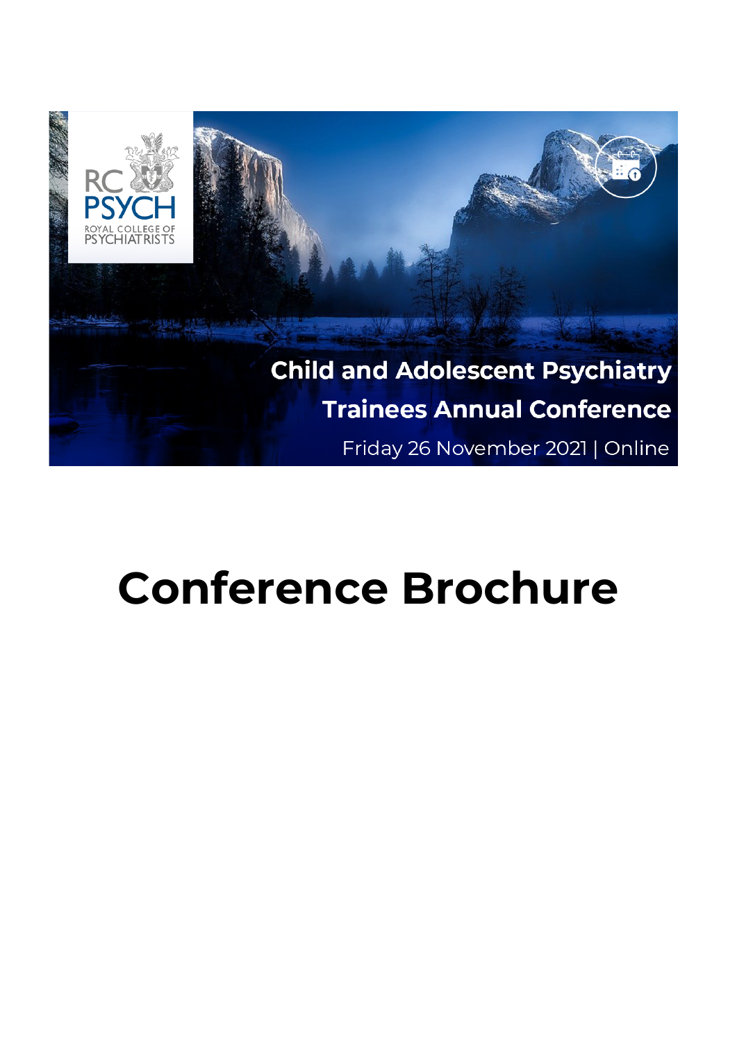RC PSYCH
ROYAL COLLEGE OF PSYCHIATRISTS

**Child and Adolescent Psychiatry Trainees Annual Conference**

Friday 26 November 2021 | Online

# Conference Brochure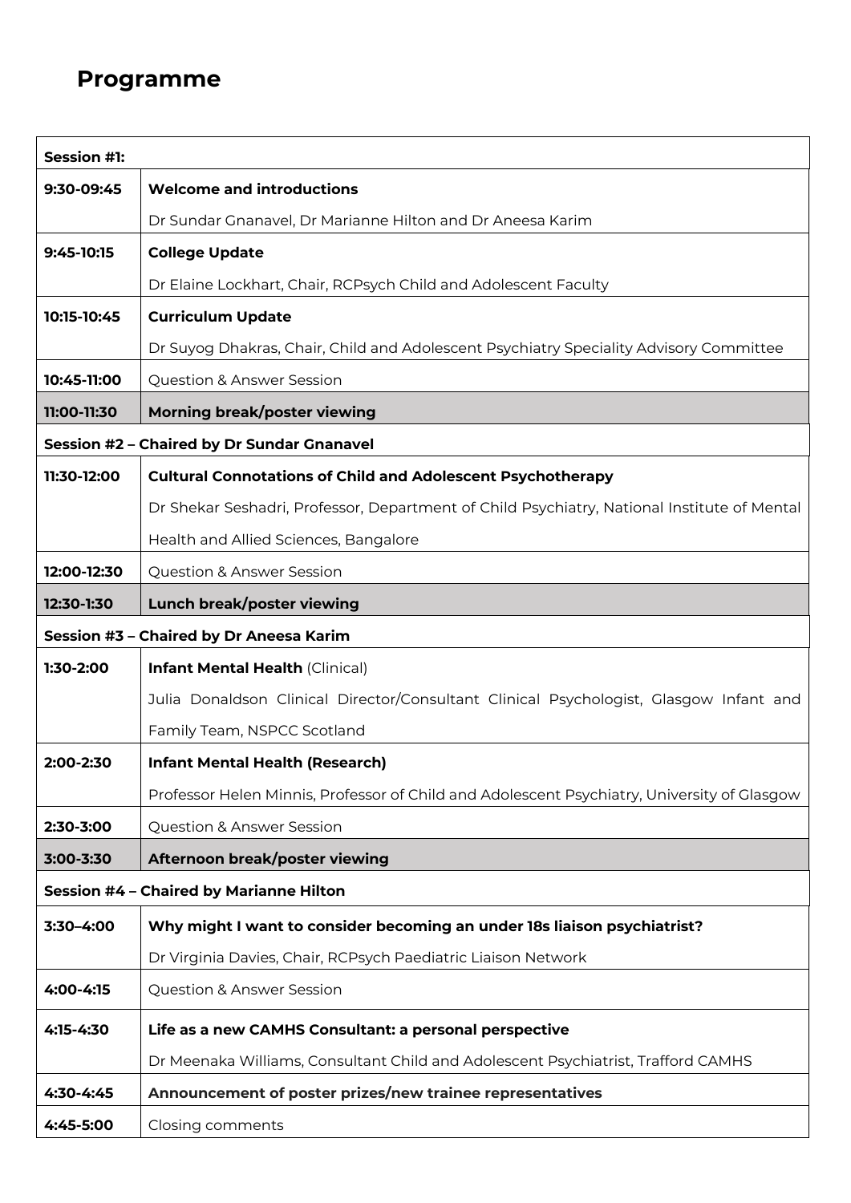# Programme

| Session #1: | |
|---|---|
| **9:30-09:45** | **Welcome and introductions**<br>Dr Sundar Gnanavel, Dr Marianne Hilton and Dr Aneesa Karim |
| **9:45-10:15** | **College Update**<br>Dr Elaine Lockhart, Chair, RCPsych Child and Adolescent Faculty |
| **10:15-10:45** | **Curriculum Update**<br>Dr Suyog Dhakras, Chair, Child and Adolescent Psychiatry Speciality Advisory Committee |
| **10:45-11:00** | Question & Answer Session |
| **11:00-11:30** | **Morning break/poster viewing** |
| **Session #2 – Chaired by Dr Sundar Gnanavel** | |
| **11:30-12:00** | **Cultural Connotations of Child and Adolescent Psychotherapy**<br>Dr Shekar Seshadri, Professor, Department of Child Psychiatry, National Institute of Mental Health and Allied Sciences, Bangalore |
| **12:00-12:30** | Question & Answer Session |
| **12:30-1:30** | **Lunch break/poster viewing** |
| **Session #3 – Chaired by Dr Aneesa Karim** | |
| **1:30-2:00** | **Infant Mental Health** (Clinical)<br>Julia Donaldson Clinical Director/Consultant Clinical Psychologist, Glasgow Infant and Family Team, NSPCC Scotland |
| **2:00-2:30** | **Infant Mental Health (Research)**<br>Professor Helen Minnis, Professor of Child and Adolescent Psychiatry, University of Glasgow |
| **2:30-3:00** | Question & Answer Session |
| **3:00-3:30** | **Afternoon break/poster viewing** |
| **Session #4 – Chaired by Marianne Hilton** | |
| **3:30–4:00** | **Why might I want to consider becoming an under 18s liaison psychiatrist?**<br>Dr Virginia Davies, Chair, RCPsych Paediatric Liaison Network |
| **4:00-4:15** | Question & Answer Session |
| **4:15-4:30** | **Life as a new CAMHS Consultant: a personal perspective**<br>Dr Meenaka Williams, Consultant Child and Adolescent Psychiatrist, Trafford CAMHS |
| **4:30-4:45** | **Announcement of poster prizes/new trainee representatives** |
| **4:45-5:00** | Closing comments |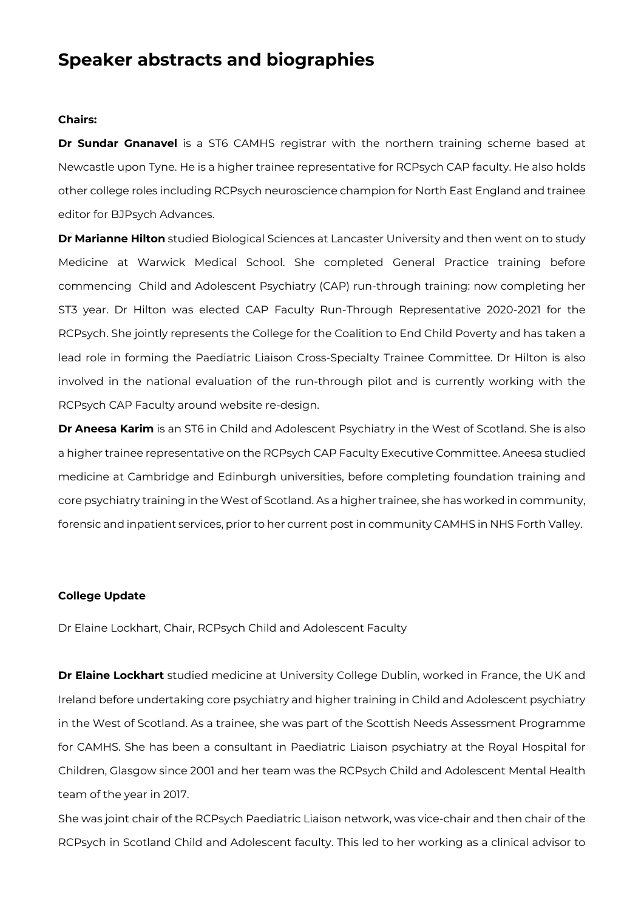# Speaker abstracts and biographies

**Chairs:**

**Dr Sundar Gnanavel** is a ST6 CAMHS registrar with the northern training scheme based at Newcastle upon Tyne. He is a higher trainee representative for RCPsych CAP faculty. He also holds other college roles including RCPsych neuroscience champion for North East England and trainee editor for BJPsych Advances.

**Dr Marianne Hilton** studied Biological Sciences at Lancaster University and then went on to study Medicine at Warwick Medical School. She completed General Practice training before commencing Child and Adolescent Psychiatry (CAP) run-through training: now completing her ST3 year. Dr Hilton was elected CAP Faculty Run-Through Representative 2020-2021 for the RCPsych. She jointly represents the College for the Coalition to End Child Poverty and has taken a lead role in forming the Paediatric Liaison Cross-Specialty Trainee Committee. Dr Hilton is also involved in the national evaluation of the run-through pilot and is currently working with the RCPsych CAP Faculty around website re-design.

**Dr Aneesa Karim** is an ST6 in Child and Adolescent Psychiatry in the West of Scotland. She is also a higher trainee representative on the RCPsych CAP Faculty Executive Committee. Aneesa studied medicine at Cambridge and Edinburgh universities, before completing foundation training and core psychiatry training in the West of Scotland. As a higher trainee, she has worked in community, forensic and inpatient services, prior to her current post in community CAMHS in NHS Forth Valley.

**College Update**

Dr Elaine Lockhart, Chair, RCPsych Child and Adolescent Faculty

**Dr Elaine Lockhart** studied medicine at University College Dublin, worked in France, the UK and Ireland before undertaking core psychiatry and higher training in Child and Adolescent psychiatry in the West of Scotland. As a trainee, she was part of the Scottish Needs Assessment Programme for CAMHS. She has been a consultant in Paediatric Liaison psychiatry at the Royal Hospital for Children, Glasgow since 2001 and her team was the RCPsych Child and Adolescent Mental Health team of the year in 2017.

She was joint chair of the RCPsych Paediatric Liaison network, was vice-chair and then chair of the RCPsych in Scotland Child and Adolescent faculty. This led to her working as a clinical advisor to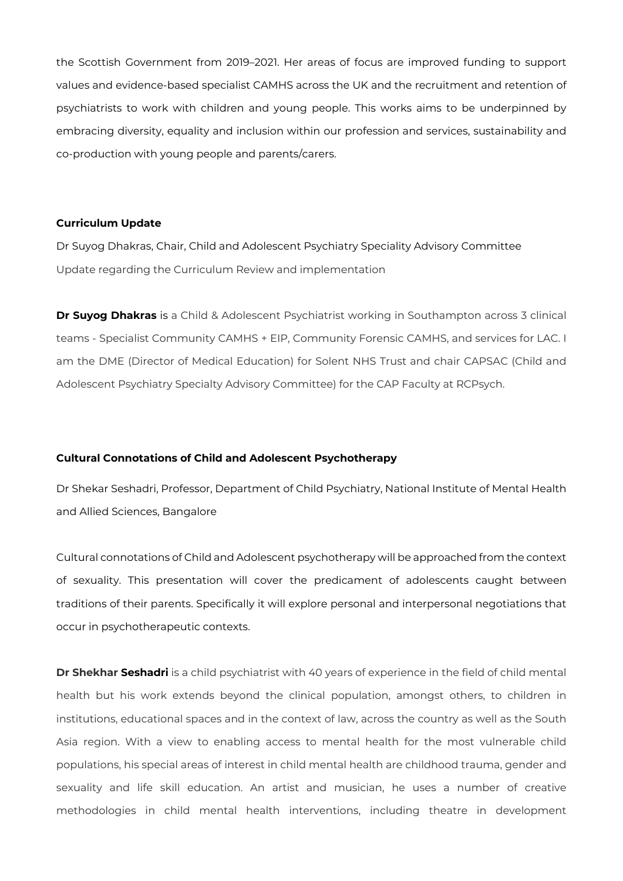the Scottish Government from 2019–2021. Her areas of focus are improved funding to support values and evidence-based specialist CAMHS across the UK and the recruitment and retention of psychiatrists to work with children and young people. This works aims to be underpinned by embracing diversity, equality and inclusion within our profession and services, sustainability and co-production with young people and parents/carers.

**Curriculum Update**

Dr Suyog Dhakras, Chair, Child and Adolescent Psychiatry Speciality Advisory Committee

Update regarding the Curriculum Review and implementation

**Dr Suyog Dhakras** is a Child & Adolescent Psychiatrist working in Southampton across 3 clinical teams - Specialist Community CAMHS + EIP, Community Forensic CAMHS, and services for LAC. I am the DME (Director of Medical Education) for Solent NHS Trust and chair CAPSAC (Child and Adolescent Psychiatry Specialty Advisory Committee) for the CAP Faculty at RCPsych.

**Cultural Connotations of Child and Adolescent Psychotherapy**

Dr Shekar Seshadri, Professor, Department of Child Psychiatry, National Institute of Mental Health and Allied Sciences, Bangalore

Cultural connotations of Child and Adolescent psychotherapy will be approached from the context of sexuality. This presentation will cover the predicament of adolescents caught between traditions of their parents. Specifically it will explore personal and interpersonal negotiations that occur in psychotherapeutic contexts.

**Dr Shekhar Seshadri** is a child psychiatrist with 40 years of experience in the field of child mental health but his work extends beyond the clinical population, amongst others, to children in institutions, educational spaces and in the context of law, across the country as well as the South Asia region. With a view to enabling access to mental health for the most vulnerable child populations, his special areas of interest in child mental health are childhood trauma, gender and sexuality and life skill education. An artist and musician, he uses a number of creative methodologies in child mental health interventions, including theatre in development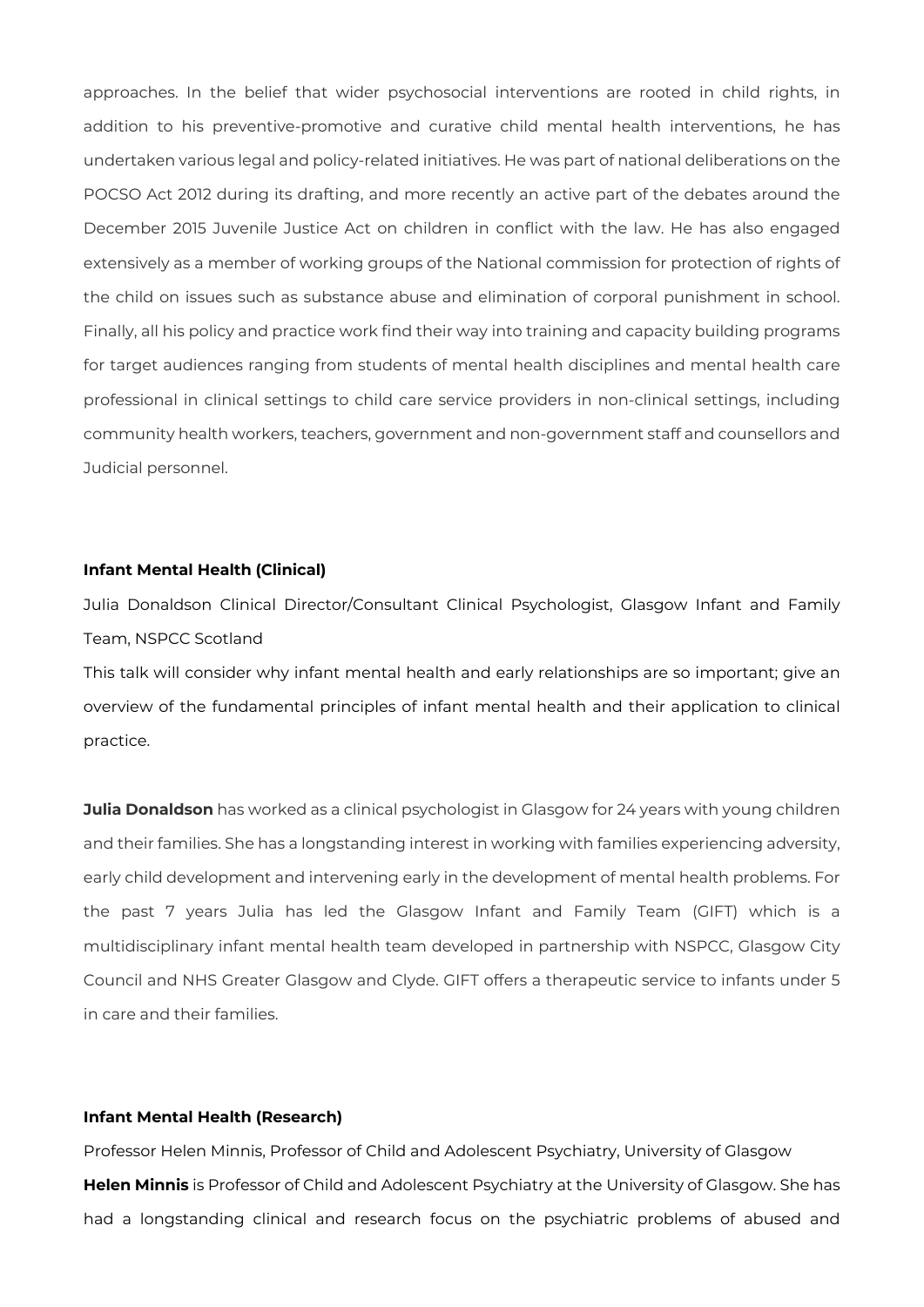approaches. In the belief that wider psychosocial interventions are rooted in child rights, in addition to his preventive-promotive and curative child mental health interventions, he has undertaken various legal and policy-related initiatives. He was part of national deliberations on the POCSO Act 2012 during its drafting, and more recently an active part of the debates around the December 2015 Juvenile Justice Act on children in conflict with the law. He has also engaged extensively as a member of working groups of the National commission for protection of rights of the child on issues such as substance abuse and elimination of corporal punishment in school. Finally, all his policy and practice work find their way into training and capacity building programs for target audiences ranging from students of mental health disciplines and mental health care professional in clinical settings to child care service providers in non-clinical settings, including community health workers, teachers, government and non-government staff and counsellors and Judicial personnel.

**Infant Mental Health (Clinical)**

Julia Donaldson Clinical Director/Consultant Clinical Psychologist, Glasgow Infant and Family Team, NSPCC Scotland

This talk will consider why infant mental health and early relationships are so important; give an overview of the fundamental principles of infant mental health and their application to clinical practice.

**Julia Donaldson** has worked as a clinical psychologist in Glasgow for 24 years with young children and their families. She has a longstanding interest in working with families experiencing adversity, early child development and intervening early in the development of mental health problems. For the past 7 years Julia has led the Glasgow Infant and Family Team (GIFT) which is a multidisciplinary infant mental health team developed in partnership with NSPCC, Glasgow City Council and NHS Greater Glasgow and Clyde. GIFT offers a therapeutic service to infants under 5 in care and their families.

**Infant Mental Health (Research)**

Professor Helen Minnis, Professor of Child and Adolescent Psychiatry, University of Glasgow

**Helen Minnis** is Professor of Child and Adolescent Psychiatry at the University of Glasgow. She has had a longstanding clinical and research focus on the psychiatric problems of abused and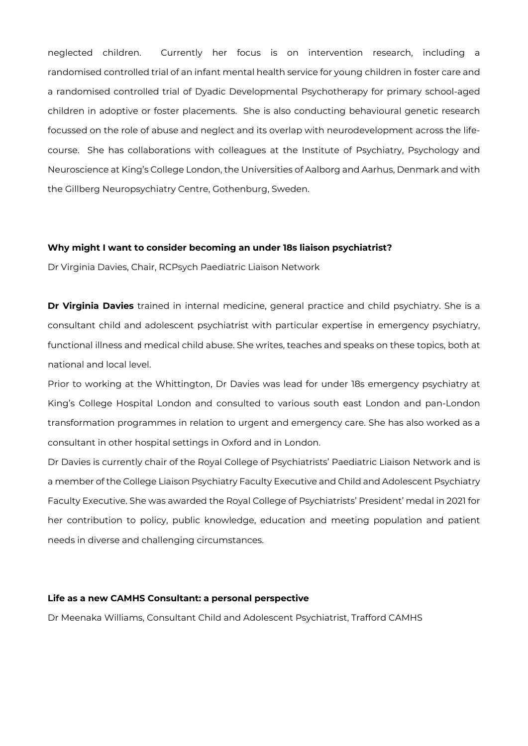neglected children. Currently her focus is on intervention research, including a randomised controlled trial of an infant mental health service for young children in foster care and a randomised controlled trial of Dyadic Developmental Psychotherapy for primary school-aged children in adoptive or foster placements. She is also conducting behavioural genetic research focussed on the role of abuse and neglect and its overlap with neurodevelopment across the life-course. She has collaborations with colleagues at the Institute of Psychiatry, Psychology and Neuroscience at King's College London, the Universities of Aalborg and Aarhus, Denmark and with the Gillberg Neuropsychiatry Centre, Gothenburg, Sweden.

**Why might I want to consider becoming an under 18s liaison psychiatrist?**

Dr Virginia Davies, Chair, RCPsych Paediatric Liaison Network

**Dr Virginia Davies** trained in internal medicine, general practice and child psychiatry. She is a consultant child and adolescent psychiatrist with particular expertise in emergency psychiatry, functional illness and medical child abuse. She writes, teaches and speaks on these topics, both at national and local level.

Prior to working at the Whittington, Dr Davies was lead for under 18s emergency psychiatry at King's College Hospital London and consulted to various south east London and pan-London transformation programmes in relation to urgent and emergency care. She has also worked as a consultant in other hospital settings in Oxford and in London.

Dr Davies is currently chair of the Royal College of Psychiatrists' Paediatric Liaison Network and is a member of the College Liaison Psychiatry Faculty Executive and Child and Adolescent Psychiatry Faculty Executive. She was awarded the Royal College of Psychiatrists' President' medal in 2021 for her contribution to policy, public knowledge, education and meeting population and patient needs in diverse and challenging circumstances.

**Life as a new CAMHS Consultant: a personal perspective**

Dr Meenaka Williams, Consultant Child and Adolescent Psychiatrist, Trafford CAMHS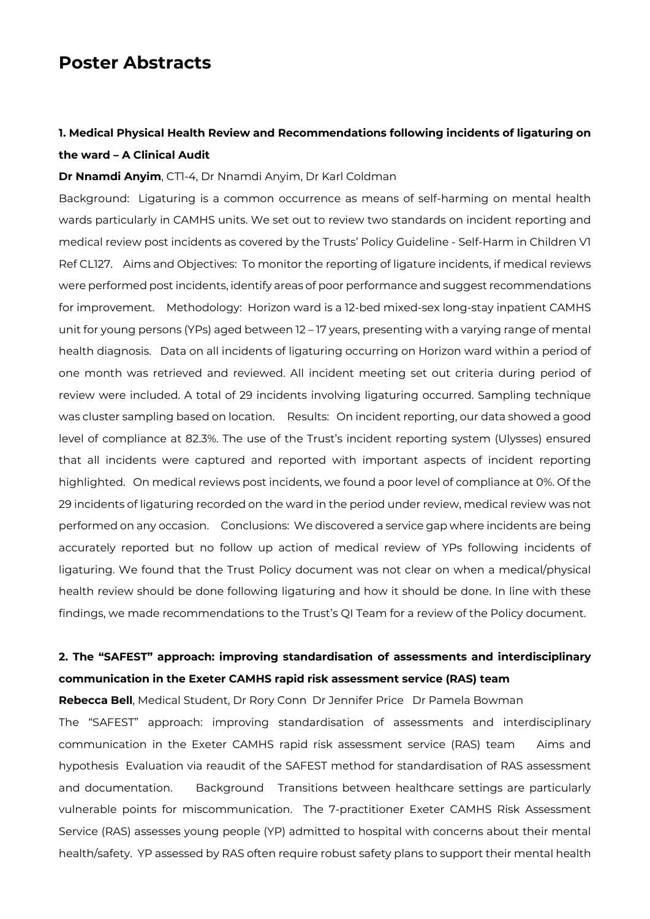# Poster Abstracts

### 1. Medical Physical Health Review and Recommendations following incidents of ligaturing on the ward – A Clinical Audit

**Dr Nnamdi Anyim**, CT1-4, Dr Nnamdi Anyim, Dr Karl Coldman

Background: Ligaturing is a common occurrence as means of self-harming on mental health wards particularly in CAMHS units. We set out to review two standards on incident reporting and medical review post incidents as covered by the Trusts' Policy Guideline - Self-Harm in Children V1 Ref CL127. Aims and Objectives: To monitor the reporting of ligature incidents, if medical reviews were performed post incidents, identify areas of poor performance and suggest recommendations for improvement. Methodology: Horizon ward is a 12-bed mixed-sex long-stay inpatient CAMHS unit for young persons (YPs) aged between 12 – 17 years, presenting with a varying range of mental health diagnosis. Data on all incidents of ligaturing occurring on Horizon ward within a period of one month was retrieved and reviewed. All incident meeting set out criteria during period of review were included. A total of 29 incidents involving ligaturing occurred. Sampling technique was cluster sampling based on location. Results: On incident reporting, our data showed a good level of compliance at 82.3%. The use of the Trust's incident reporting system (Ulysses) ensured that all incidents were captured and reported with important aspects of incident reporting highlighted. On medical reviews post incidents, we found a poor level of compliance at 0%. Of the 29 incidents of ligaturing recorded on the ward in the period under review, medical review was not performed on any occasion. Conclusions: We discovered a service gap where incidents are being accurately reported but no follow up action of medical review of YPs following incidents of ligaturing. We found that the Trust Policy document was not clear on when a medical/physical health review should be done following ligaturing and how it should be done. In line with these findings, we made recommendations to the Trust's QI Team for a review of the Policy document.

### 2. The "SAFEST" approach: improving standardisation of assessments and interdisciplinary communication in the Exeter CAMHS rapid risk assessment service (RAS) team

**Rebecca Bell**, Medical Student, Dr Rory Conn Dr Jennifer Price Dr Pamela Bowman

The "SAFEST" approach: improving standardisation of assessments and interdisciplinary communication in the Exeter CAMHS rapid risk assessment service (RAS) team Aims and hypothesis Evaluation via reaudit of the SAFEST method for standardisation of RAS assessment and documentation. Background Transitions between healthcare settings are particularly vulnerable points for miscommunication. The 7-practitioner Exeter CAMHS Risk Assessment Service (RAS) assesses young people (YP) admitted to hospital with concerns about their mental health/safety. YP assessed by RAS often require robust safety plans to support their mental health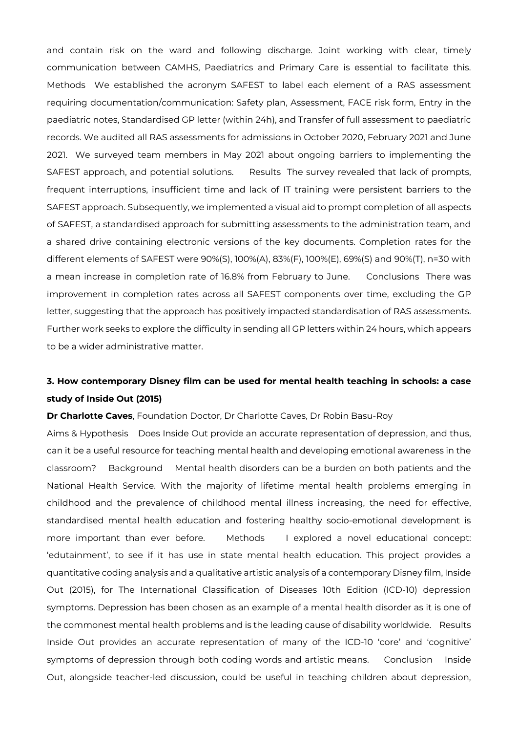and contain risk on the ward and following discharge. Joint working with clear, timely communication between CAMHS, Paediatrics and Primary Care is essential to facilitate this. Methods We established the acronym SAFEST to label each element of a RAS assessment requiring documentation/communication: Safety plan, Assessment, FACE risk form, Entry in the paediatric notes, Standardised GP letter (within 24h), and Transfer of full assessment to paediatric records. We audited all RAS assessments for admissions in October 2020, February 2021 and June 2021. We surveyed team members in May 2021 about ongoing barriers to implementing the SAFEST approach, and potential solutions. Results The survey revealed that lack of prompts, frequent interruptions, insufficient time and lack of IT training were persistent barriers to the SAFEST approach. Subsequently, we implemented a visual aid to prompt completion of all aspects of SAFEST, a standardised approach for submitting assessments to the administration team, and a shared drive containing electronic versions of the key documents. Completion rates for the different elements of SAFEST were 90%(S), 100%(A), 83%(F), 100%(E), 69%(S) and 90%(T), n=30 with a mean increase in completion rate of 16.8% from February to June. Conclusions There was improvement in completion rates across all SAFEST components over time, excluding the GP letter, suggesting that the approach has positively impacted standardisation of RAS assessments. Further work seeks to explore the difficulty in sending all GP letters within 24 hours, which appears to be a wider administrative matter.

### 3. How contemporary Disney film can be used for mental health teaching in schools: a case study of Inside Out (2015)

**Dr Charlotte Caves**, Foundation Doctor, Dr Charlotte Caves, Dr Robin Basu-Roy

Aims & Hypothesis Does Inside Out provide an accurate representation of depression, and thus, can it be a useful resource for teaching mental health and developing emotional awareness in the classroom? Background Mental health disorders can be a burden on both patients and the National Health Service. With the majority of lifetime mental health problems emerging in childhood and the prevalence of childhood mental illness increasing, the need for effective, standardised mental health education and fostering healthy socio-emotional development is more important than ever before. Methods I explored a novel educational concept: 'edutainment', to see if it has use in state mental health education. This project provides a quantitative coding analysis and a qualitative artistic analysis of a contemporary Disney film, Inside Out (2015), for The International Classification of Diseases 10th Edition (ICD-10) depression symptoms. Depression has been chosen as an example of a mental health disorder as it is one of the commonest mental health problems and is the leading cause of disability worldwide. Results Inside Out provides an accurate representation of many of the ICD-10 'core' and 'cognitive' symptoms of depression through both coding words and artistic means. Conclusion Inside Out, alongside teacher-led discussion, could be useful in teaching children about depression,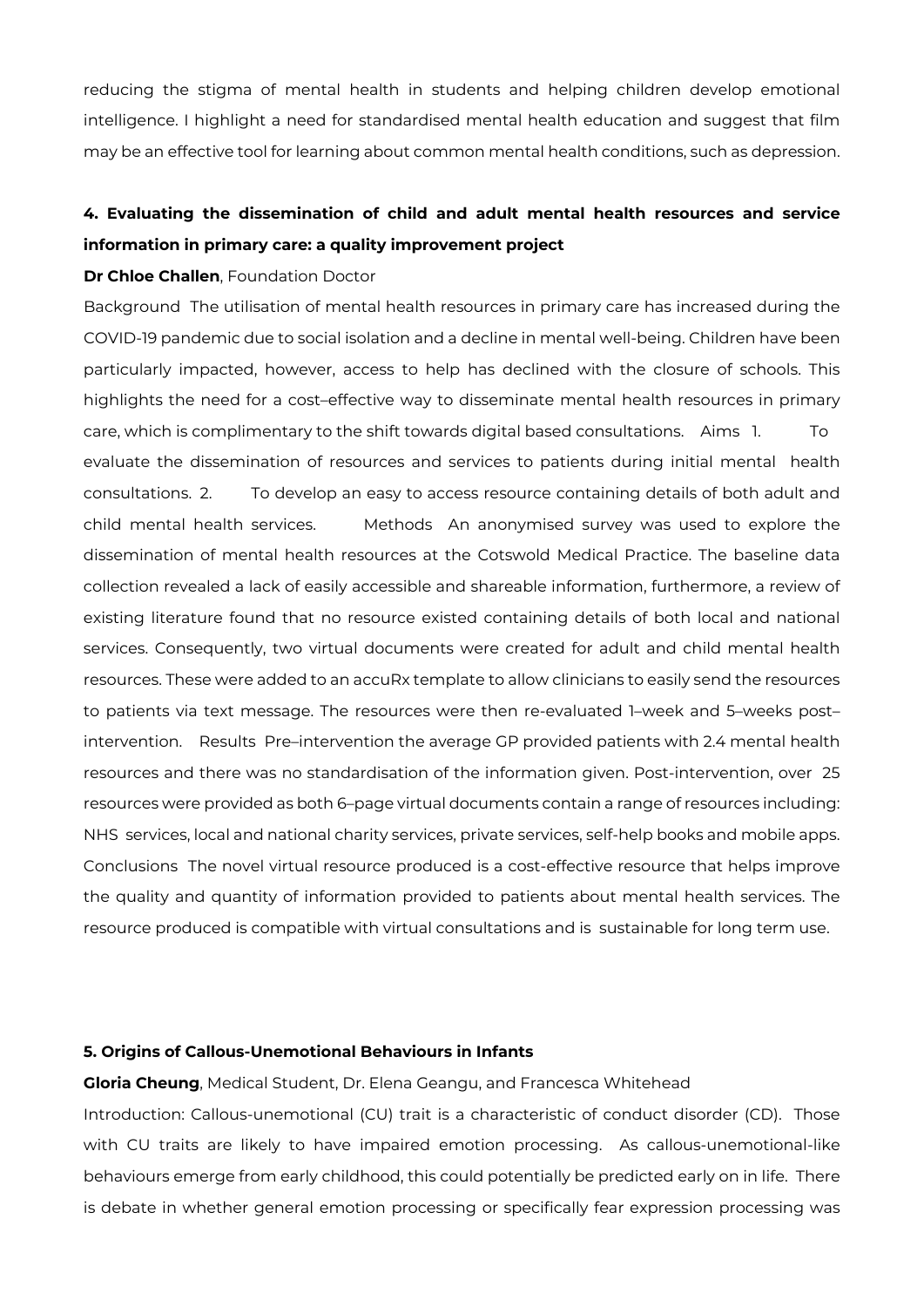reducing the stigma of mental health in students and helping children develop emotional intelligence. I highlight a need for standardised mental health education and suggest that film may be an effective tool for learning about common mental health conditions, such as depression.

### 4. Evaluating the dissemination of child and adult mental health resources and service information in primary care: a quality improvement project

**Dr Chloe Challen**, Foundation Doctor

Background The utilisation of mental health resources in primary care has increased during the COVID-19 pandemic due to social isolation and a decline in mental well-being. Children have been particularly impacted, however, access to help has declined with the closure of schools. This highlights the need for a cost–effective way to disseminate mental health resources in primary care, which is complimentary to the shift towards digital based consultations. Aims 1. To evaluate the dissemination of resources and services to patients during initial mental health consultations. 2. To develop an easy to access resource containing details of both adult and child mental health services. Methods An anonymised survey was used to explore the dissemination of mental health resources at the Cotswold Medical Practice. The baseline data collection revealed a lack of easily accessible and shareable information, furthermore, a review of existing literature found that no resource existed containing details of both local and national services. Consequently, two virtual documents were created for adult and child mental health resources. These were added to an accuRx template to allow clinicians to easily send the resources to patients via text message. The resources were then re-evaluated 1–week and 5–weeks post–intervention. Results Pre–intervention the average GP provided patients with 2.4 mental health resources and there was no standardisation of the information given. Post-intervention, over 25 resources were provided as both 6–page virtual documents contain a range of resources including: NHS services, local and national charity services, private services, self-help books and mobile apps. Conclusions The novel virtual resource produced is a cost-effective resource that helps improve the quality and quantity of information provided to patients about mental health services. The resource produced is compatible with virtual consultations and is sustainable for long term use.

### 5. Origins of Callous-Unemotional Behaviours in Infants

**Gloria Cheung**, Medical Student, Dr. Elena Geangu, and Francesca Whitehead

Introduction: Callous-unemotional (CU) trait is a characteristic of conduct disorder (CD). Those with CU traits are likely to have impaired emotion processing. As callous-unemotional-like behaviours emerge from early childhood, this could potentially be predicted early on in life. There is debate in whether general emotion processing or specifically fear expression processing was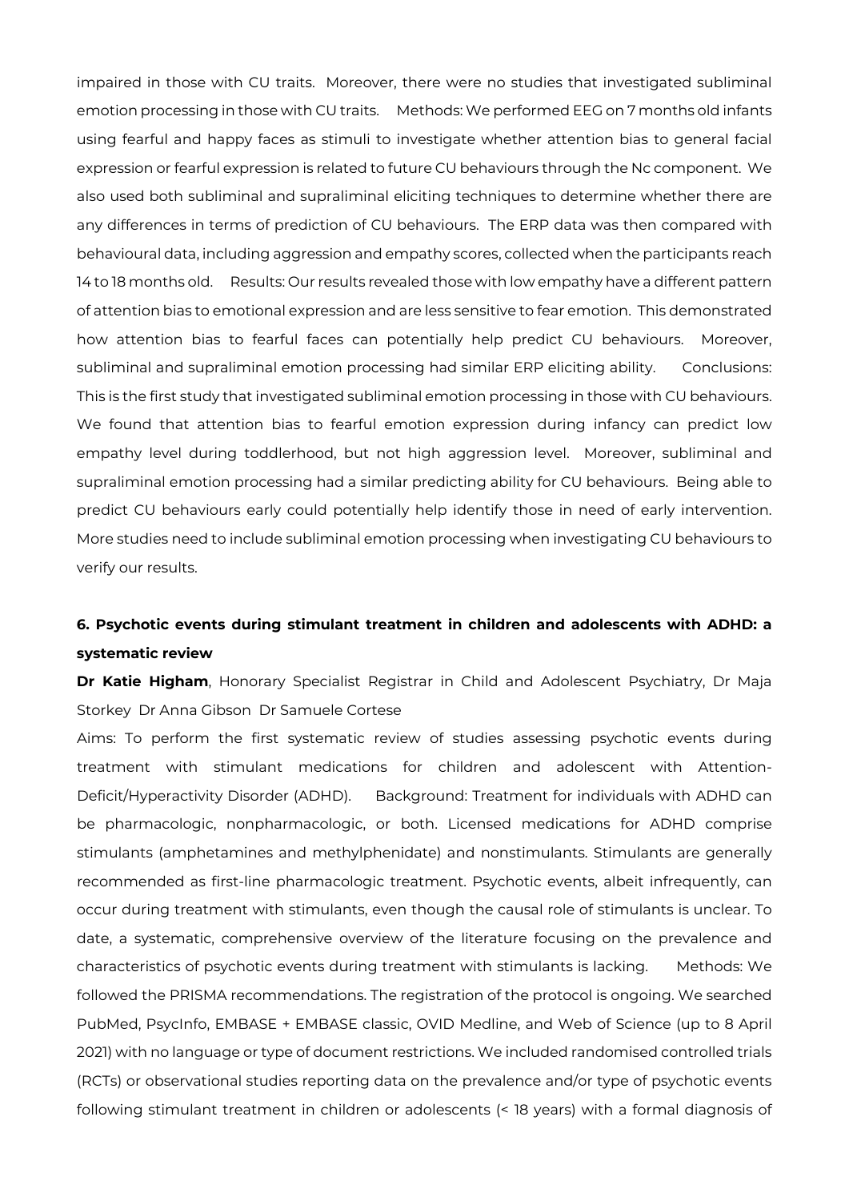impaired in those with CU traits. Moreover, there were no studies that investigated subliminal emotion processing in those with CU traits. Methods: We performed EEG on 7 months old infants using fearful and happy faces as stimuli to investigate whether attention bias to general facial expression or fearful expression is related to future CU behaviours through the Nc component. We also used both subliminal and supraliminal eliciting techniques to determine whether there are any differences in terms of prediction of CU behaviours. The ERP data was then compared with behavioural data, including aggression and empathy scores, collected when the participants reach 14 to 18 months old. Results: Our results revealed those with low empathy have a different pattern of attention bias to emotional expression and are less sensitive to fear emotion. This demonstrated how attention bias to fearful faces can potentially help predict CU behaviours. Moreover, subliminal and supraliminal emotion processing had similar ERP eliciting ability. Conclusions: This is the first study that investigated subliminal emotion processing in those with CU behaviours. We found that attention bias to fearful emotion expression during infancy can predict low empathy level during toddlerhood, but not high aggression level. Moreover, subliminal and supraliminal emotion processing had a similar predicting ability for CU behaviours. Being able to predict CU behaviours early could potentially help identify those in need of early intervention. More studies need to include subliminal emotion processing when investigating CU behaviours to verify our results.

### 6. Psychotic events during stimulant treatment in children and adolescents with ADHD: a systematic review

**Dr Katie Higham**, Honorary Specialist Registrar in Child and Adolescent Psychiatry, Dr Maja Storkey Dr Anna Gibson Dr Samuele Cortese

Aims: To perform the first systematic review of studies assessing psychotic events during treatment with stimulant medications for children and adolescent with Attention-Deficit/Hyperactivity Disorder (ADHD). Background: Treatment for individuals with ADHD can be pharmacologic, nonpharmacologic, or both. Licensed medications for ADHD comprise stimulants (amphetamines and methylphenidate) and nonstimulants. Stimulants are generally recommended as first-line pharmacologic treatment. Psychotic events, albeit infrequently, can occur during treatment with stimulants, even though the causal role of stimulants is unclear. To date, a systematic, comprehensive overview of the literature focusing on the prevalence and characteristics of psychotic events during treatment with stimulants is lacking. Methods: We followed the PRISMA recommendations. The registration of the protocol is ongoing. We searched PubMed, PsycInfo, EMBASE + EMBASE classic, OVID Medline, and Web of Science (up to 8 April 2021) with no language or type of document restrictions. We included randomised controlled trials (RCTs) or observational studies reporting data on the prevalence and/or type of psychotic events following stimulant treatment in children or adolescents (< 18 years) with a formal diagnosis of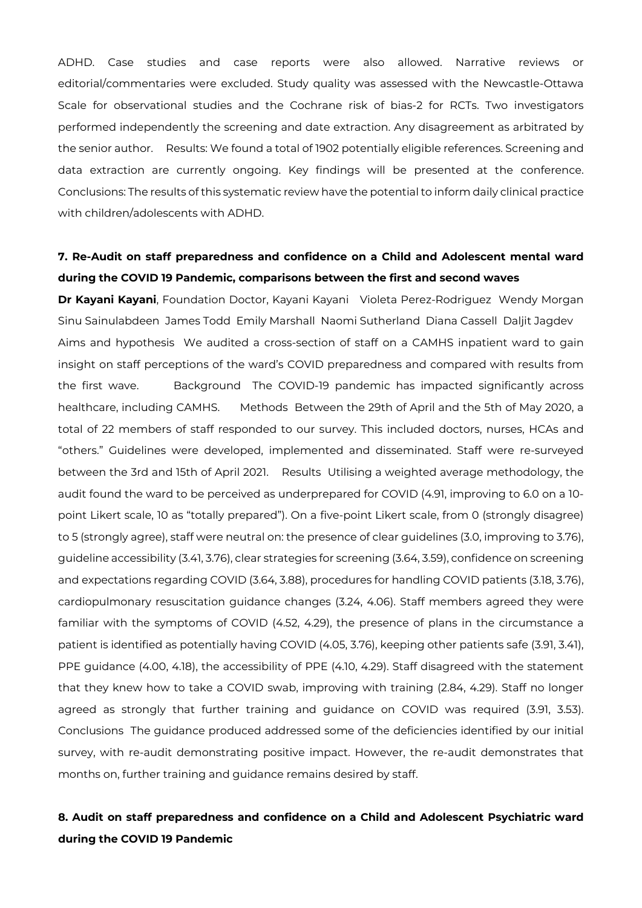ADHD. Case studies and case reports were also allowed. Narrative reviews or editorial/commentaries were excluded. Study quality was assessed with the Newcastle-Ottawa Scale for observational studies and the Cochrane risk of bias-2 for RCTs. Two investigators performed independently the screening and date extraction. Any disagreement as arbitrated by the senior author. Results: We found a total of 1902 potentially eligible references. Screening and data extraction are currently ongoing. Key findings will be presented at the conference. Conclusions: The results of this systematic review have the potential to inform daily clinical practice with children/adolescents with ADHD.

### 7. Re-Audit on staff preparedness and confidence on a Child and Adolescent mental ward during the COVID 19 Pandemic, comparisons between the first and second waves

**Dr Kayani Kayani**, Foundation Doctor, Kayani Kayani Violeta Perez-Rodriguez Wendy Morgan Sinu Sainulabdeen James Todd Emily Marshall Naomi Sutherland Diana Cassell Daljit Jagdev Aims and hypothesis We audited a cross-section of staff on a CAMHS inpatient ward to gain insight on staff perceptions of the ward's COVID preparedness and compared with results from the first wave. Background The COVID-19 pandemic has impacted significantly across healthcare, including CAMHS. Methods Between the 29th of April and the 5th of May 2020, a total of 22 members of staff responded to our survey. This included doctors, nurses, HCAs and "others." Guidelines were developed, implemented and disseminated. Staff were re-surveyed between the 3rd and 15th of April 2021. Results Utilising a weighted average methodology, the audit found the ward to be perceived as underprepared for COVID (4.91, improving to 6.0 on a 10-point Likert scale, 10 as "totally prepared"). On a five-point Likert scale, from 0 (strongly disagree) to 5 (strongly agree), staff were neutral on: the presence of clear guidelines (3.0, improving to 3.76), guideline accessibility (3.41, 3.76), clear strategies for screening (3.64, 3.59), confidence on screening and expectations regarding COVID (3.64, 3.88), procedures for handling COVID patients (3.18, 3.76), cardiopulmonary resuscitation guidance changes (3.24, 4.06). Staff members agreed they were familiar with the symptoms of COVID (4.52, 4.29), the presence of plans in the circumstance a patient is identified as potentially having COVID (4.05, 3.76), keeping other patients safe (3.91, 3.41), PPE guidance (4.00, 4.18), the accessibility of PPE (4.10, 4.29). Staff disagreed with the statement that they knew how to take a COVID swab, improving with training (2.84, 4.29). Staff no longer agreed as strongly that further training and guidance on COVID was required (3.91, 3.53). Conclusions The guidance produced addressed some of the deficiencies identified by our initial survey, with re-audit demonstrating positive impact. However, the re-audit demonstrates that months on, further training and guidance remains desired by staff.

### 8. Audit on staff preparedness and confidence on a Child and Adolescent Psychiatric ward during the COVID 19 Pandemic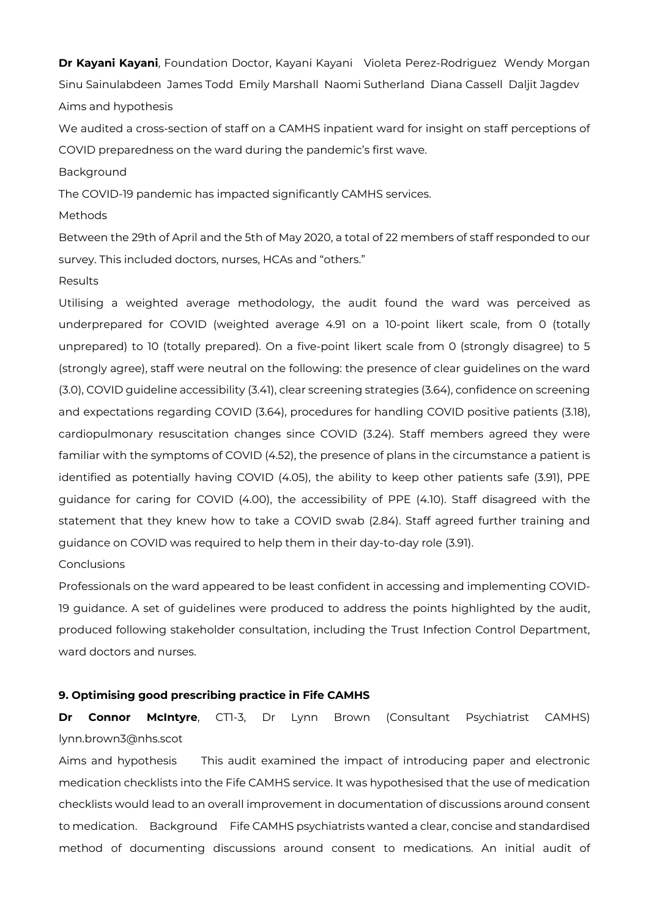**Dr Kayani Kayani**, Foundation Doctor, Kayani Kayani Violeta Perez-Rodriguez Wendy Morgan Sinu Sainulabdeen James Todd Emily Marshall Naomi Sutherland Diana Cassell Daljit Jagdev

Aims and hypothesis

We audited a cross-section of staff on a CAMHS inpatient ward for insight on staff perceptions of COVID preparedness on the ward during the pandemic's first wave.

Background

The COVID-19 pandemic has impacted significantly CAMHS services.

Methods

Between the 29th of April and the 5th of May 2020, a total of 22 members of staff responded to our survey. This included doctors, nurses, HCAs and "others."

Results

Utilising a weighted average methodology, the audit found the ward was perceived as underprepared for COVID (weighted average 4.91 on a 10-point likert scale, from 0 (totally unprepared) to 10 (totally prepared). On a five-point likert scale from 0 (strongly disagree) to 5 (strongly agree), staff were neutral on the following: the presence of clear guidelines on the ward (3.0), COVID guideline accessibility (3.41), clear screening strategies (3.64), confidence on screening and expectations regarding COVID (3.64), procedures for handling COVID positive patients (3.18), cardiopulmonary resuscitation changes since COVID (3.24). Staff members agreed they were familiar with the symptoms of COVID (4.52), the presence of plans in the circumstance a patient is identified as potentially having COVID (4.05), the ability to keep other patients safe (3.91), PPE guidance for caring for COVID (4.00), the accessibility of PPE (4.10). Staff disagreed with the statement that they knew how to take a COVID swab (2.84). Staff agreed further training and guidance on COVID was required to help them in their day-to-day role (3.91).

Conclusions

Professionals on the ward appeared to be least confident in accessing and implementing COVID-19 guidance. A set of guidelines were produced to address the points highlighted by the audit, produced following stakeholder consultation, including the Trust Infection Control Department, ward doctors and nurses.

### 9. Optimising good prescribing practice in Fife CAMHS

**Dr Connor McIntyre**, CT1-3, Dr Lynn Brown (Consultant Psychiatrist CAMHS) lynn.brown3@nhs.scot

Aims and hypothesis This audit examined the impact of introducing paper and electronic medication checklists into the Fife CAMHS service. It was hypothesised that the use of medication checklists would lead to an overall improvement in documentation of discussions around consent to medication. Background Fife CAMHS psychiatrists wanted a clear, concise and standardised method of documenting discussions around consent to medications. An initial audit of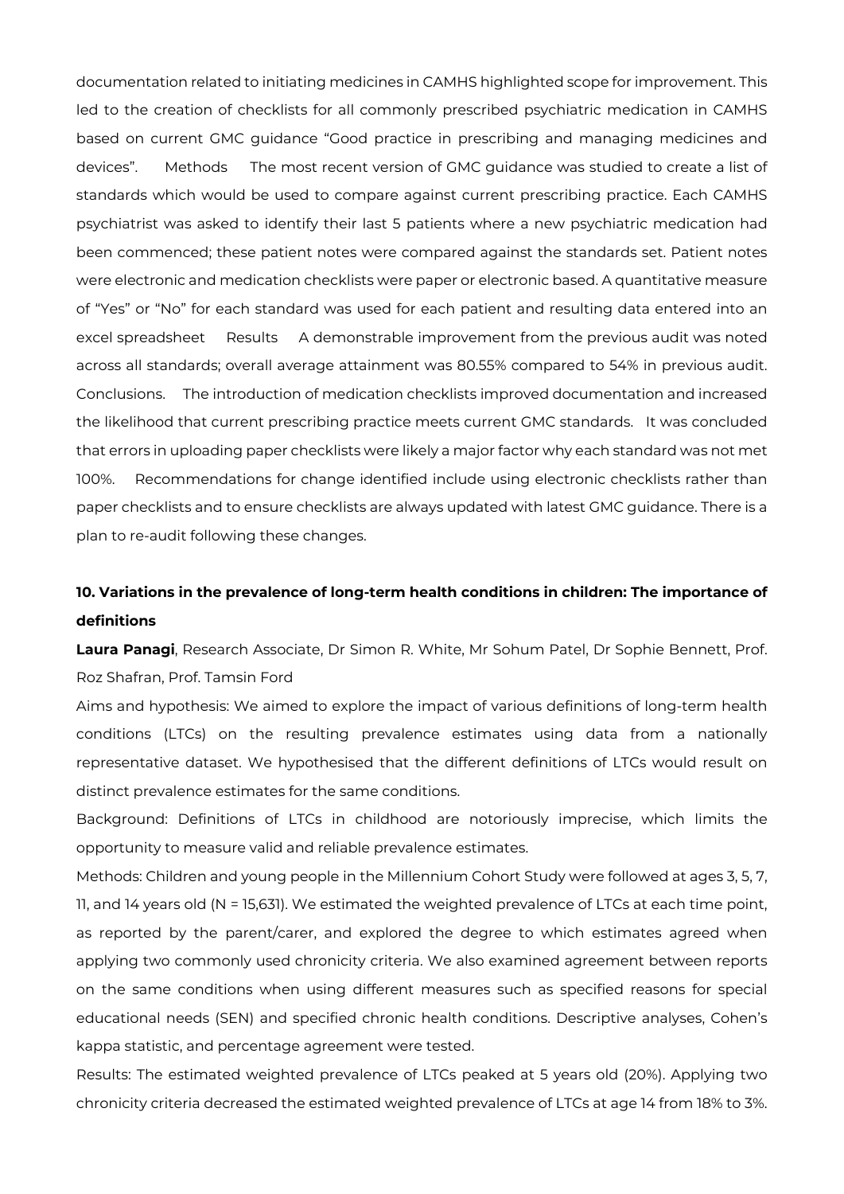documentation related to initiating medicines in CAMHS highlighted scope for improvement. This led to the creation of checklists for all commonly prescribed psychiatric medication in CAMHS based on current GMC guidance "Good practice in prescribing and managing medicines and devices".   Methods   The most recent version of GMC guidance was studied to create a list of standards which would be used to compare against current prescribing practice. Each CAMHS psychiatrist was asked to identify their last 5 patients where a new psychiatric medication had been commenced; these patient notes were compared against the standards set. Patient notes were electronic and medication checklists were paper or electronic based. A quantitative measure of "Yes" or "No" for each standard was used for each patient and resulting data entered into an excel spreadsheet   Results   A demonstrable improvement from the previous audit was noted across all standards; overall average attainment was 80.55% compared to 54% in previous audit.   Conclusions.   The introduction of medication checklists improved documentation and increased the likelihood that current prescribing practice meets current GMC standards.   It was concluded that errors in uploading paper checklists were likely a major factor why each standard was not met 100%.   Recommendations for change identified include using electronic checklists rather than paper checklists and to ensure checklists are always updated with latest GMC guidance. There is a plan to re-audit following these changes.

### 10. Variations in the prevalence of long-term health conditions in children: The importance of definitions

**Laura Panagi**, Research Associate, Dr Simon R. White, Mr Sohum Patel, Dr Sophie Bennett, Prof. Roz Shafran, Prof. Tamsin Ford

Aims and hypothesis: We aimed to explore the impact of various definitions of long-term health conditions (LTCs) on the resulting prevalence estimates using data from a nationally representative dataset. We hypothesised that the different definitions of LTCs would result on distinct prevalence estimates for the same conditions.

Background: Definitions of LTCs in childhood are notoriously imprecise, which limits the opportunity to measure valid and reliable prevalence estimates.

Methods: Children and young people in the Millennium Cohort Study were followed at ages 3, 5, 7, 11, and 14 years old (N = 15,631). We estimated the weighted prevalence of LTCs at each time point, as reported by the parent/carer, and explored the degree to which estimates agreed when applying two commonly used chronicity criteria. We also examined agreement between reports on the same conditions when using different measures such as specified reasons for special educational needs (SEN) and specified chronic health conditions. Descriptive analyses, Cohen's kappa statistic, and percentage agreement were tested.

Results: The estimated weighted prevalence of LTCs peaked at 5 years old (20%). Applying two chronicity criteria decreased the estimated weighted prevalence of LTCs at age 14 from 18% to 3%.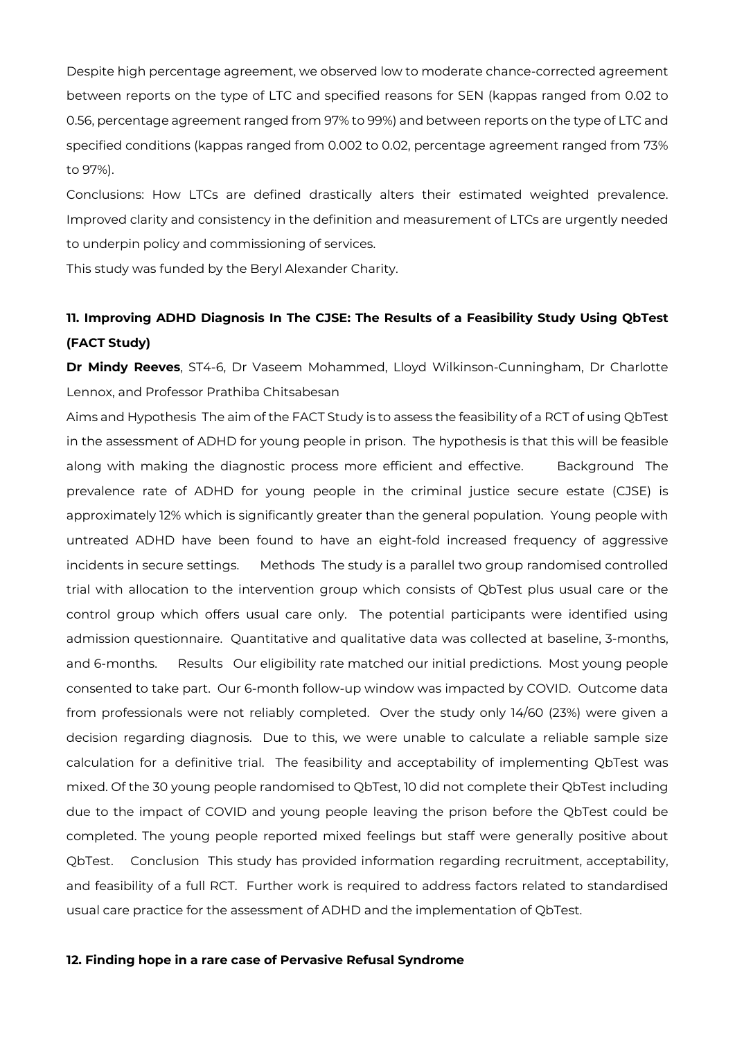Despite high percentage agreement, we observed low to moderate chance-corrected agreement between reports on the type of LTC and specified reasons for SEN (kappas ranged from 0.02 to 0.56, percentage agreement ranged from 97% to 99%) and between reports on the type of LTC and specified conditions (kappas ranged from 0.002 to 0.02, percentage agreement ranged from 73% to 97%).

Conclusions: How LTCs are defined drastically alters their estimated weighted prevalence. Improved clarity and consistency in the definition and measurement of LTCs are urgently needed to underpin policy and commissioning of services.

This study was funded by the Beryl Alexander Charity.

### 11. Improving ADHD Diagnosis In The CJSE: The Results of a Feasibility Study Using QbTest (FACT Study)

**Dr Mindy Reeves**, ST4-6, Dr Vaseem Mohammed, Lloyd Wilkinson-Cunningham, Dr Charlotte Lennox, and Professor Prathiba Chitsabesan

Aims and Hypothesis The aim of the FACT Study is to assess the feasibility of a RCT of using QbTest in the assessment of ADHD for young people in prison. The hypothesis is that this will be feasible along with making the diagnostic process more efficient and effective. Background The prevalence rate of ADHD for young people in the criminal justice secure estate (CJSE) is approximately 12% which is significantly greater than the general population. Young people with untreated ADHD have been found to have an eight-fold increased frequency of aggressive incidents in secure settings. Methods The study is a parallel two group randomised controlled trial with allocation to the intervention group which consists of QbTest plus usual care or the control group which offers usual care only. The potential participants were identified using admission questionnaire. Quantitative and qualitative data was collected at baseline, 3-months, and 6-months. Results Our eligibility rate matched our initial predictions. Most young people consented to take part. Our 6-month follow-up window was impacted by COVID. Outcome data from professionals were not reliably completed. Over the study only 14/60 (23%) were given a decision regarding diagnosis. Due to this, we were unable to calculate a reliable sample size calculation for a definitive trial. The feasibility and acceptability of implementing QbTest was mixed. Of the 30 young people randomised to QbTest, 10 did not complete their QbTest including due to the impact of COVID and young people leaving the prison before the QbTest could be completed. The young people reported mixed feelings but staff were generally positive about QbTest. Conclusion This study has provided information regarding recruitment, acceptability, and feasibility of a full RCT. Further work is required to address factors related to standardised usual care practice for the assessment of ADHD and the implementation of QbTest.

### 12. Finding hope in a rare case of Pervasive Refusal Syndrome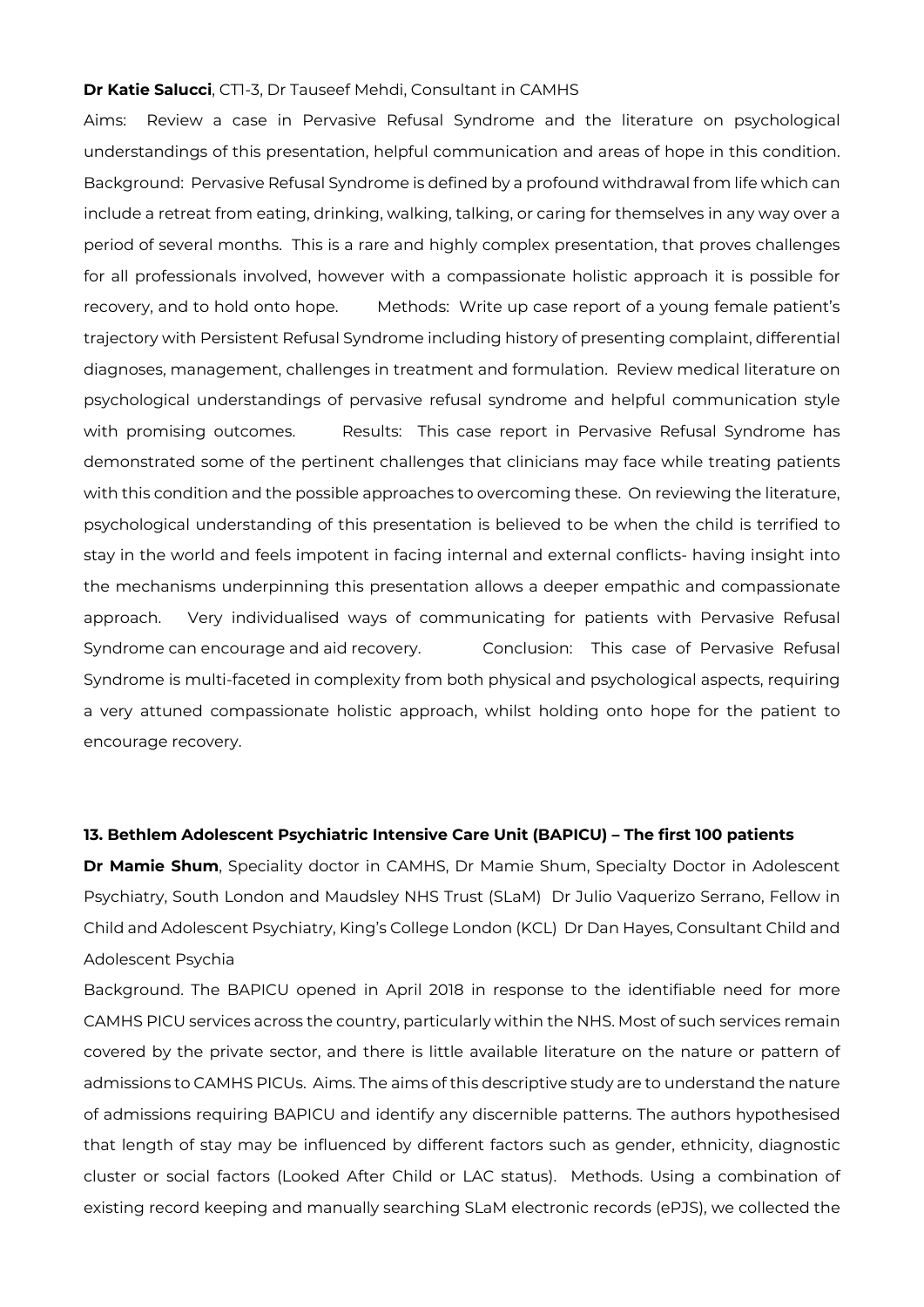**Dr Katie Salucci**, CT1-3, Dr Tauseef Mehdi, Consultant in CAMHS

Aims: Review a case in Pervasive Refusal Syndrome and the literature on psychological understandings of this presentation, helpful communication and areas of hope in this condition. Background: Pervasive Refusal Syndrome is defined by a profound withdrawal from life which can include a retreat from eating, drinking, walking, talking, or caring for themselves in any way over a period of several months. This is a rare and highly complex presentation, that proves challenges for all professionals involved, however with a compassionate holistic approach it is possible for recovery, and to hold onto hope. Methods: Write up case report of a young female patient's trajectory with Persistent Refusal Syndrome including history of presenting complaint, differential diagnoses, management, challenges in treatment and formulation. Review medical literature on psychological understandings of pervasive refusal syndrome and helpful communication style with promising outcomes. Results: This case report in Pervasive Refusal Syndrome has demonstrated some of the pertinent challenges that clinicians may face while treating patients with this condition and the possible approaches to overcoming these. On reviewing the literature, psychological understanding of this presentation is believed to be when the child is terrified to stay in the world and feels impotent in facing internal and external conflicts- having insight into the mechanisms underpinning this presentation allows a deeper empathic and compassionate approach. Very individualised ways of communicating for patients with Pervasive Refusal Syndrome can encourage and aid recovery. Conclusion: This case of Pervasive Refusal Syndrome is multi-faceted in complexity from both physical and psychological aspects, requiring a very attuned compassionate holistic approach, whilst holding onto hope for the patient to encourage recovery.

**13. Bethlem Adolescent Psychiatric Intensive Care Unit (BAPICU) – The first 100 patients**

**Dr Mamie Shum**, Speciality doctor in CAMHS, Dr Mamie Shum, Specialty Doctor in Adolescent Psychiatry, South London and Maudsley NHS Trust (SLaM) Dr Julio Vaquerizo Serrano, Fellow in Child and Adolescent Psychiatry, King's College London (KCL) Dr Dan Hayes, Consultant Child and Adolescent Psychia

Background. The BAPICU opened in April 2018 in response to the identifiable need for more CAMHS PICU services across the country, particularly within the NHS. Most of such services remain covered by the private sector, and there is little available literature on the nature or pattern of admissions to CAMHS PICUs. Aims. The aims of this descriptive study are to understand the nature of admissions requiring BAPICU and identify any discernible patterns. The authors hypothesised that length of stay may be influenced by different factors such as gender, ethnicity, diagnostic cluster or social factors (Looked After Child or LAC status). Methods. Using a combination of existing record keeping and manually searching SLaM electronic records (ePJS), we collected the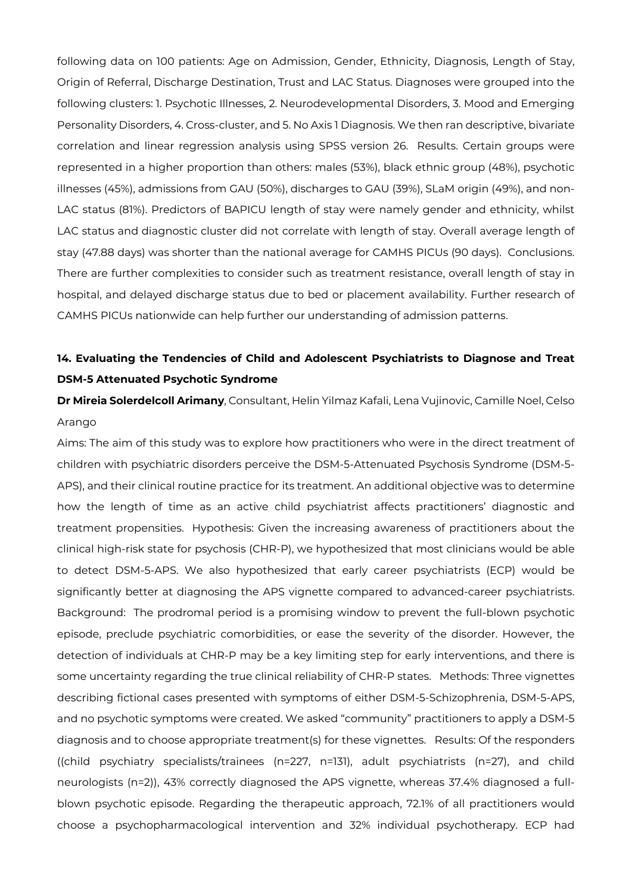following data on 100 patients: Age on Admission, Gender, Ethnicity, Diagnosis, Length of Stay, Origin of Referral, Discharge Destination, Trust and LAC Status. Diagnoses were grouped into the following clusters: 1. Psychotic Illnesses, 2. Neurodevelopmental Disorders, 3. Mood and Emerging Personality Disorders, 4. Cross-cluster, and 5. No Axis 1 Diagnosis. We then ran descriptive, bivariate correlation and linear regression analysis using SPSS version 26. Results. Certain groups were represented in a higher proportion than others: males (53%), black ethnic group (48%), psychotic illnesses (45%), admissions from GAU (50%), discharges to GAU (39%), SLaM origin (49%), and non-LAC status (81%). Predictors of BAPICU length of stay were namely gender and ethnicity, whilst LAC status and diagnostic cluster did not correlate with length of stay. Overall average length of stay (47.88 days) was shorter than the national average for CAMHS PICUs (90 days). Conclusions. There are further complexities to consider such as treatment resistance, overall length of stay in hospital, and delayed discharge status due to bed or placement availability. Further research of CAMHS PICUs nationwide can help further our understanding of admission patterns.

### 14. Evaluating the Tendencies of Child and Adolescent Psychiatrists to Diagnose and Treat DSM-5 Attenuated Psychotic Syndrome

**Dr Mireia Solerdelcoll Arimany**, Consultant, Helin Yilmaz Kafali, Lena Vujinovic, Camille Noel, Celso Arango

Aims: The aim of this study was to explore how practitioners who were in the direct treatment of children with psychiatric disorders perceive the DSM-5-Attenuated Psychosis Syndrome (DSM-5-APS), and their clinical routine practice for its treatment. An additional objective was to determine how the length of time as an active child psychiatrist affects practitioners' diagnostic and treatment propensities. Hypothesis: Given the increasing awareness of practitioners about the clinical high-risk state for psychosis (CHR-P), we hypothesized that most clinicians would be able to detect DSM-5-APS. We also hypothesized that early career psychiatrists (ECP) would be significantly better at diagnosing the APS vignette compared to advanced-career psychiatrists. Background: The prodromal period is a promising window to prevent the full-blown psychotic episode, preclude psychiatric comorbidities, or ease the severity of the disorder. However, the detection of individuals at CHR-P may be a key limiting step for early interventions, and there is some uncertainty regarding the true clinical reliability of CHR-P states. Methods: Three vignettes describing fictional cases presented with symptoms of either DSM-5-Schizophrenia, DSM-5-APS, and no psychotic symptoms were created. We asked "community" practitioners to apply a DSM-5 diagnosis and to choose appropriate treatment(s) for these vignettes. Results: Of the responders ((child psychiatry specialists/trainees (n=227, n=131), adult psychiatrists (n=27), and child neurologists (n=2)), 43% correctly diagnosed the APS vignette, whereas 37.4% diagnosed a full-blown psychotic episode. Regarding the therapeutic approach, 72.1% of all practitioners would choose a psychopharmacological intervention and 32% individual psychotherapy. ECP had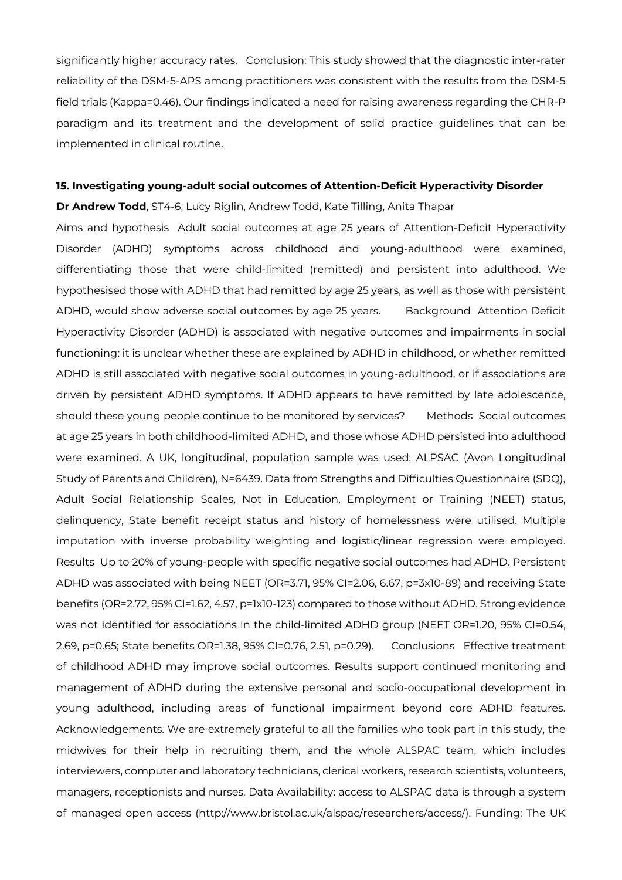significantly higher accuracy rates. Conclusion: This study showed that the diagnostic inter-rater reliability of the DSM-5-APS among practitioners was consistent with the results from the DSM-5 field trials (Kappa=0.46). Our findings indicated a need for raising awareness regarding the CHR-P paradigm and its treatment and the development of solid practice guidelines that can be implemented in clinical routine.

**15. Investigating young-adult social outcomes of Attention-Deficit Hyperactivity Disorder**

**Dr Andrew Todd**, ST4-6, Lucy Riglin, Andrew Todd, Kate Tilling, Anita Thapar

Aims and hypothesis Adult social outcomes at age 25 years of Attention-Deficit Hyperactivity Disorder (ADHD) symptoms across childhood and young-adulthood were examined, differentiating those that were child-limited (remitted) and persistent into adulthood. We hypothesised those with ADHD that had remitted by age 25 years, as well as those with persistent ADHD, would show adverse social outcomes by age 25 years. Background Attention Deficit Hyperactivity Disorder (ADHD) is associated with negative outcomes and impairments in social functioning: it is unclear whether these are explained by ADHD in childhood, or whether remitted ADHD is still associated with negative social outcomes in young-adulthood, or if associations are driven by persistent ADHD symptoms. If ADHD appears to have remitted by late adolescence, should these young people continue to be monitored by services? Methods Social outcomes at age 25 years in both childhood-limited ADHD, and those whose ADHD persisted into adulthood were examined. A UK, longitudinal, population sample was used: ALPSAC (Avon Longitudinal Study of Parents and Children), N=6439. Data from Strengths and Difficulties Questionnaire (SDQ), Adult Social Relationship Scales, Not in Education, Employment or Training (NEET) status, delinquency, State benefit receipt status and history of homelessness were utilised. Multiple imputation with inverse probability weighting and logistic/linear regression were employed. Results Up to 20% of young-people with specific negative social outcomes had ADHD. Persistent ADHD was associated with being NEET (OR=3.71, 95% CI=2.06, 6.67, p=3x10-89) and receiving State benefits (OR=2.72, 95% CI=1.62, 4.57, p=1x10-123) compared to those without ADHD. Strong evidence was not identified for associations in the child-limited ADHD group (NEET OR=1.20, 95% CI=0.54, 2.69, p=0.65; State benefits OR=1.38, 95% CI=0.76, 2.51, p=0.29). Conclusions Effective treatment of childhood ADHD may improve social outcomes. Results support continued monitoring and management of ADHD during the extensive personal and socio-occupational development in young adulthood, including areas of functional impairment beyond core ADHD features. Acknowledgements. We are extremely grateful to all the families who took part in this study, the midwives for their help in recruiting them, and the whole ALSPAC team, which includes interviewers, computer and laboratory technicians, clerical workers, research scientists, volunteers, managers, receptionists and nurses. Data Availability: access to ALSPAC data is through a system of managed open access (http://www.bristol.ac.uk/alspac/researchers/access/). Funding: The UK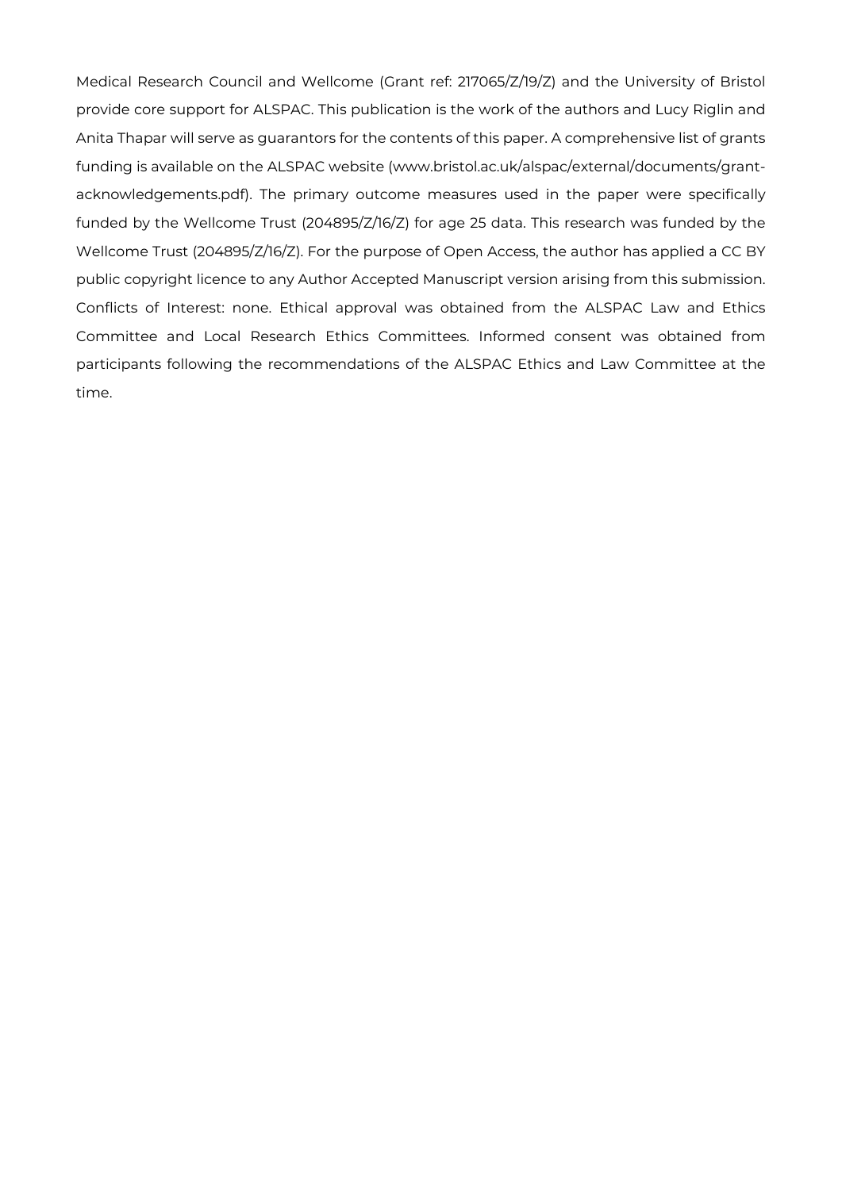Medical Research Council and Wellcome (Grant ref: 217065/Z/19/Z) and the University of Bristol provide core support for ALSPAC. This publication is the work of the authors and Lucy Riglin and Anita Thapar will serve as guarantors for the contents of this paper. A comprehensive list of grants funding is available on the ALSPAC website (www.bristol.ac.uk/alspac/external/documents/grant-acknowledgements.pdf). The primary outcome measures used in the paper were specifically funded by the Wellcome Trust (204895/Z/16/Z) for age 25 data. This research was funded by the Wellcome Trust (204895/Z/16/Z). For the purpose of Open Access, the author has applied a CC BY public copyright licence to any Author Accepted Manuscript version arising from this submission. Conflicts of Interest: none. Ethical approval was obtained from the ALSPAC Law and Ethics Committee and Local Research Ethics Committees. Informed consent was obtained from participants following the recommendations of the ALSPAC Ethics and Law Committee at the time.